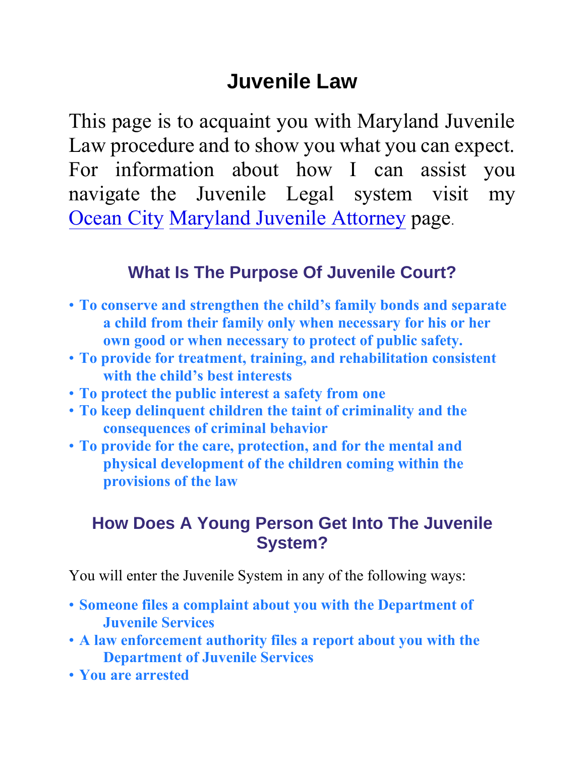# Juvenile Law

This page is to acquaint you with Maryland Juvenile Law procedure and to show you what you can expect. For information about how I can assist you navigate the Juvenile Legal system visit my Ocean City Maryland Juvenile Attorney page.

## What Is The Purpose Of Juvenile Court?

- **To conserve and strengthen the child's family bonds and separate a child from their family only when necessary for his or her own good or when necessary to protect of public safety.**
- **To provide for treatment, training, and rehabilitation consistent with the child's best interests**
- **To protect the public interest a safety from one**
- **To keep delinquent children the taint of criminality and the consequences of criminal behavior**
- **To provide for the care, protection, and for the mental and physical development of the children coming within the provisions of the law**

## How Does A Young Person Get Into The Juvenile System?

You will enter the Juvenile System in any of the following ways:

- **Someone files a complaint about you with the Department of Juvenile Services**
- **A law enforcement authority files a report about you with the Department of Juvenile Services**
- **You are arrested**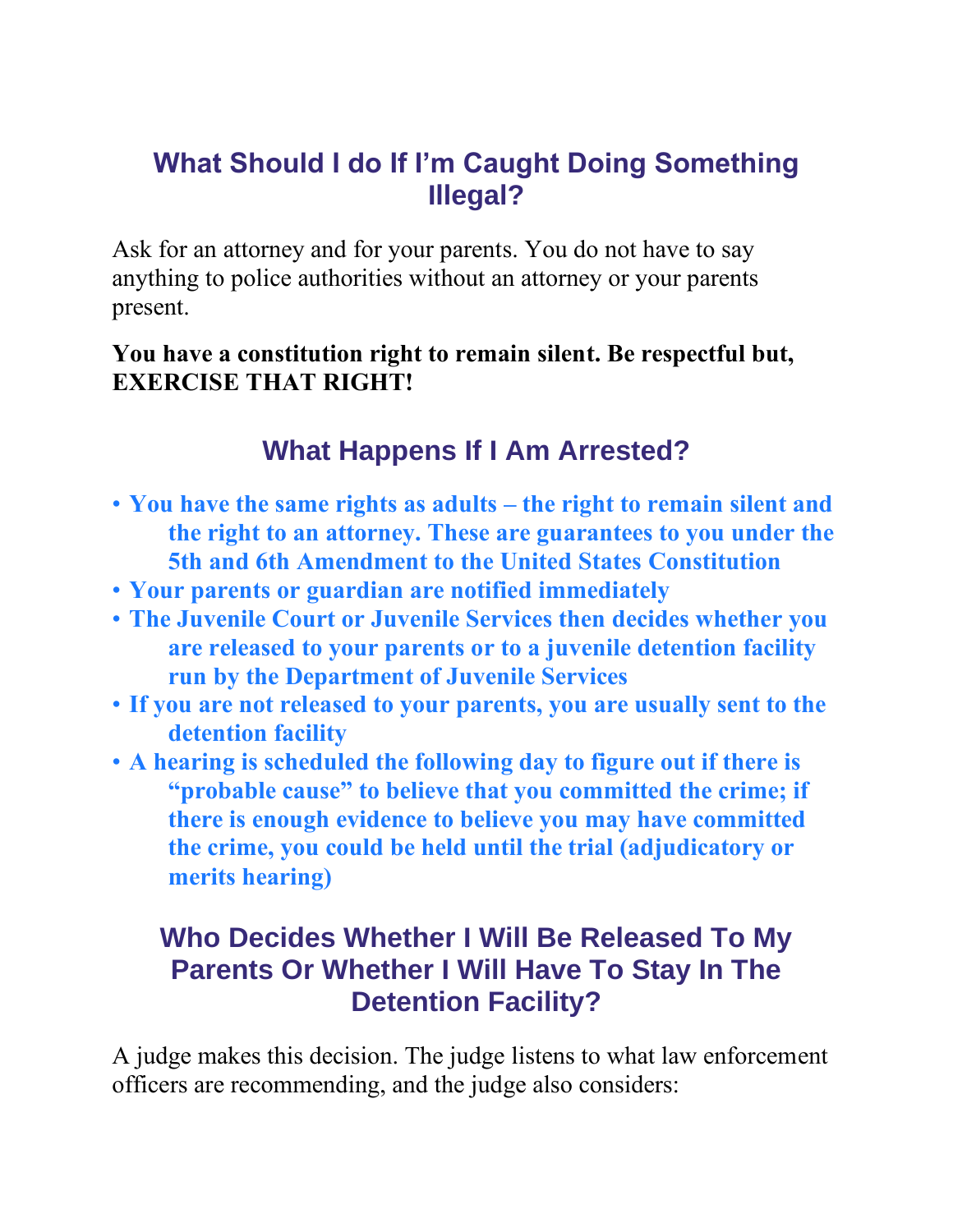## What Should I do If I'm Caught Doing Something Illegal?

Ask for an attorney and for your parents. You do not have to say anything to police authorities without an attorney or your parents present.

**You have a constitution right to remain silent. Be respectful but, EXERCISE THAT RIGHT!**

## What Happens If I Am Arrested?

- **You have the same rights as adults – the right to remain silent and the right to an attorney. These are guarantees to you under the 5th and 6th Amendment to the United States Constitution**
- **Your parents or guardian are notified immediately**
- **The Juvenile Court or Juvenile Services then decides whether you are released to your parents or to a juvenile detention facility run by the Department of Juvenile Services**
- **If you are not released to your parents, you are usually sent to the detention facility**
- **A hearing is scheduled the following day to figure out if there is "probable cause" to believe that you committed the crime; if there is enough evidence to believe you may have committed the crime, you could be held until the trial (adjudicatory or merits hearing)**

## Who Decides Whether I Will Be Released To My Parents Or Whether I Will Have To Stay In The Detention Facility?

A judge makes this decision. The judge listens to what law enforcement officers are recommending, and the judge also considers: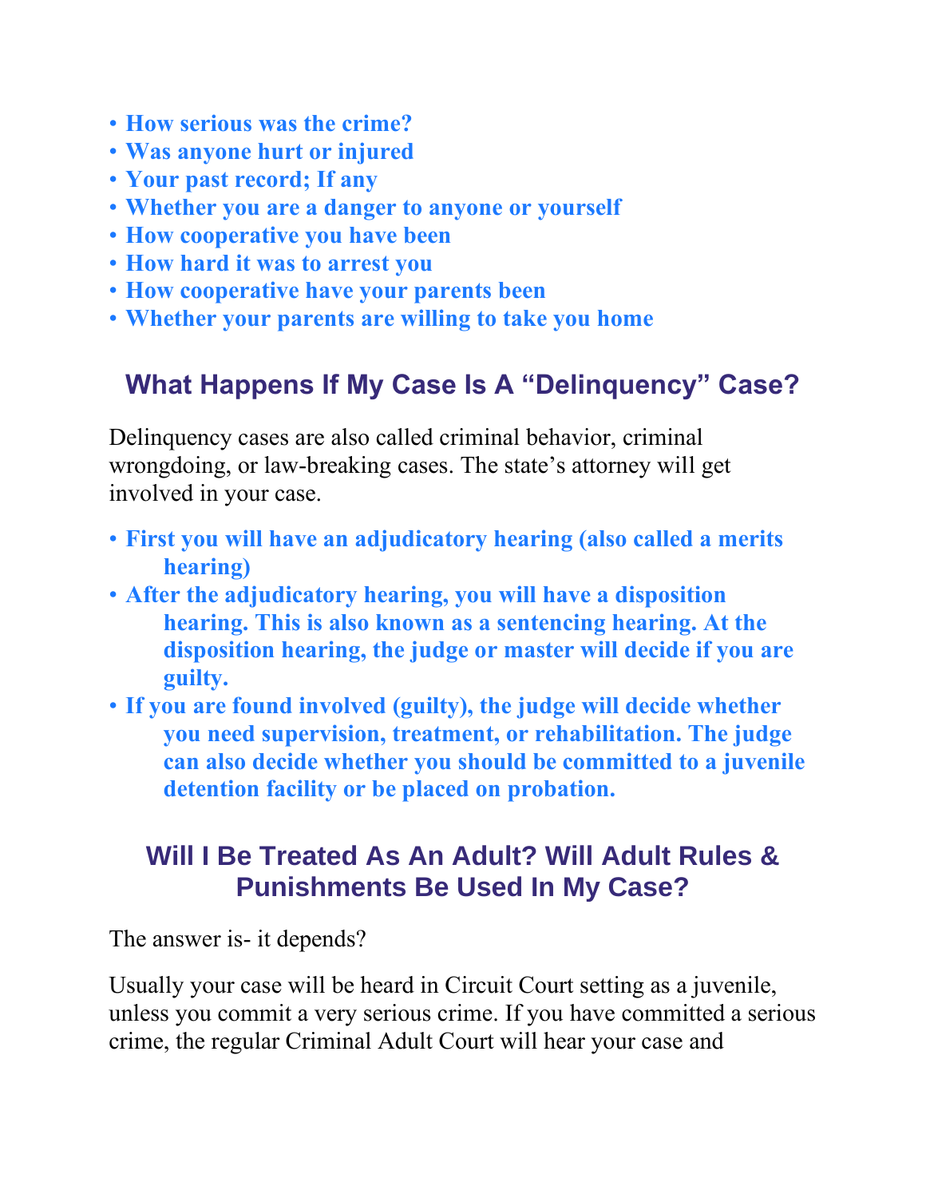- **How serious was the crime?**
- **Was anyone hurt or injured**
- **Your past record; If any**
- **Whether you are a danger to anyone or yourself**
- **How cooperative you have been**
- **How hard it was to arrest you**
- **How cooperative have your parents been**
- **Whether your parents are willing to take you home**

## What Happens If My Case Is A "Delinquency" Case?

Delinquency cases are also called criminal behavior, criminal wrongdoing, or law-breaking cases. The state's attorney will get involved in your case.

- **First you will have an adjudicatory hearing (also called a merits hearing)**
- **After the adjudicatory hearing, you will have a disposition hearing. This is also known as a sentencing hearing. At the disposition hearing, the judge or master will decide if you are guilty.**
- **If you are found involved (guilty), the judge will decide whether you need supervision, treatment, or rehabilitation. The judge can also decide whether you should be committed to a juvenile detention facility or be placed on probation.**

## Will I Be Treated As An Adult? Will Adult Rules & Punishments Be Used In My Case?

The answer is- it depends?

Usually your case will be heard in Circuit Court setting as a juvenile, unless you commit a very serious crime. If you have committed a serious crime, the regular Criminal Adult Court will hear your case and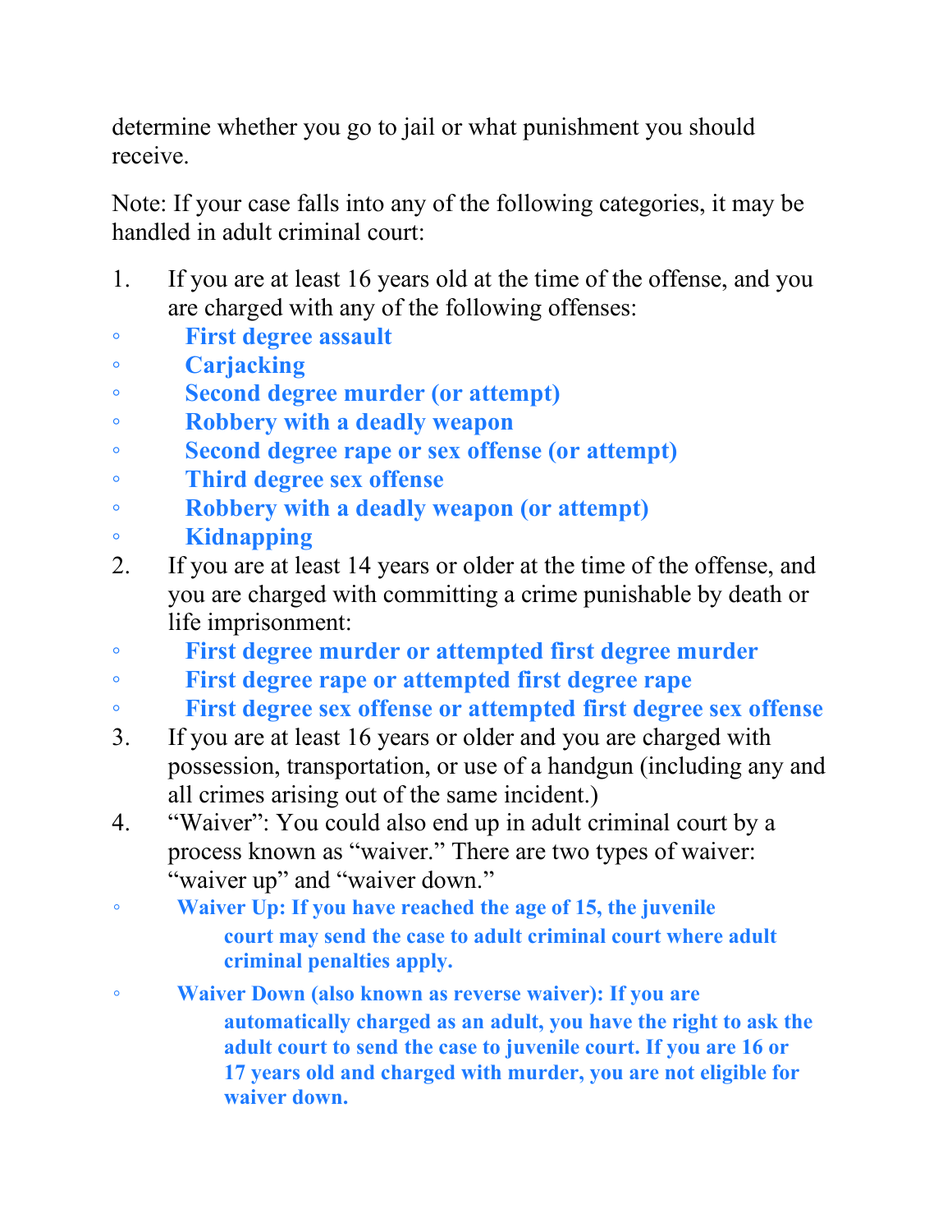determine whether you go to jail or what punishment you should receive.

Note: If your case falls into any of the following categories, it may be handled in adult criminal court:

1. If you are at least 16 years old at the time of the offense, and you are charged with any of the following offenses:
   - **First degree assault**
   - **Carjacking**
   - **Second degree murder (or attempt)**
   - **Robbery with a deadly weapon**
   - **Second degree rape or sex offense (or attempt)**
   - **Third degree sex offense**
   - **Robbery with a deadly weapon (or attempt)**
   - **Kidnapping**
2. If you are at least 14 years or older at the time of the offense, and you are charged with committing a crime punishable by death or life imprisonment:
   - **First degree murder or attempted first degree murder**
   - **First degree rape or attempted first degree rape**
   - **First degree sex offense or attempted first degree sex offense**
3. If you are at least 16 years or older and you are charged with possession, transportation, or use of a handgun (including any and all crimes arising out of the same incident.)
4. "Waiver": You could also end up in adult criminal court by a process known as "waiver." There are two types of waiver: "waiver up" and "waiver down."
   - **Waiver Up: If you have reached the age of 15, the juvenile court may send the case to adult criminal court where adult criminal penalties apply.**
   - **Waiver Down (also known as reverse waiver): If you are automatically charged as an adult, you have the right to ask the adult court to send the case to juvenile court. If you are 16 or 17 years old and charged with murder, you are not eligible for waiver down.**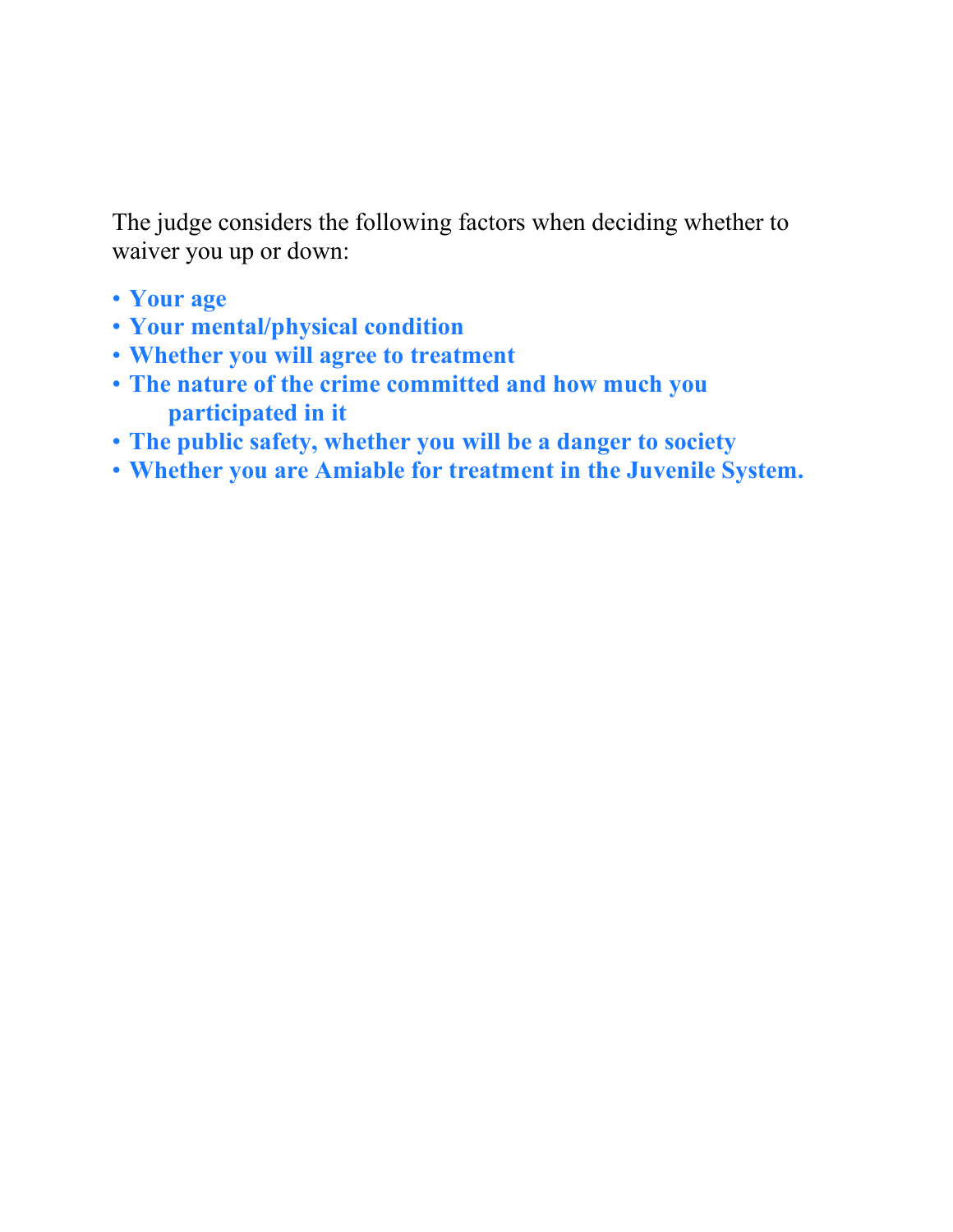The judge considers the following factors when deciding whether to waiver you up or down:

- **Your age**
- **Your mental/physical condition**
- **Whether you will agree to treatment**
- **The nature of the crime committed and how much you participated in it**
- **The public safety, whether you will be a danger to society**
- **Whether you are Amiable for treatment in the Juvenile System.**